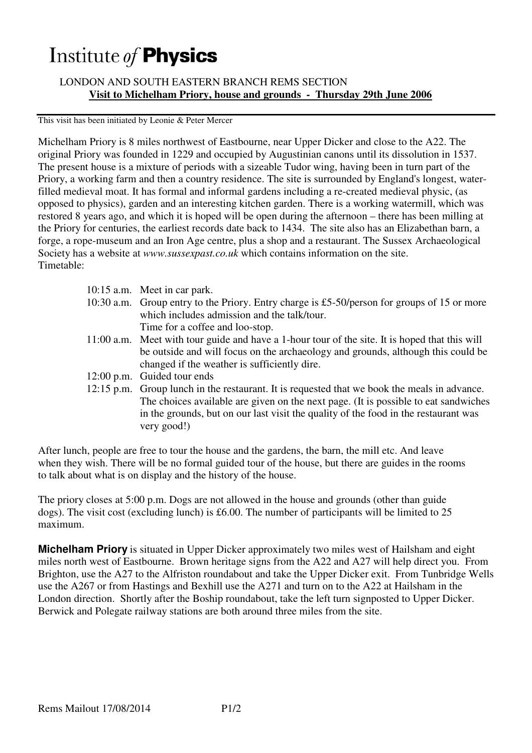# Institute *of* **Physics**

LONDON AND SOUTH EASTERN BRANCH REMS SECTION

**Visit to Michelham Priory, house and grounds - Thursday 29th June 2006**

This visit has been initiated by Leonie & Peter Mercer

Michelham Priory is 8 miles northwest of Eastbourne, near Upper Dicker and close to the A22. The original Priory was founded in 1229 and occupied by Augustinian canons until its dissolution in 1537. The present house is a mixture of periods with a sizeable Tudor wing, having been in turn part of the Priory, a working farm and then a country residence. The site is surrounded by England's longest, water-filled medieval moat. It has formal and informal gardens including a re-created medieval physic, (as opposed to physics), garden and an interesting kitchen garden. There is a working watermill, which was restored 8 years ago, and which it is hoped will be open during the afternoon – there has been milling at the Priory for centuries, the earliest records date back to 1434. The site also has an Elizabethan barn, a forge, a rope-museum and an Iron Age centre, plus a shop and a restaurant. The Sussex Archaeological Society has a website at *www.sussexpast.co.uk* which contains information on the site.

Timetable:

- 10:15 a.m. Meet in car park.
- 10:30 a.m. Group entry to the Priory. Entry charge is £5-50/person for groups of 15 or more which includes admission and the talk/tour. Time for a coffee and loo-stop.
- 11:00 a.m. Meet with tour guide and have a 1-hour tour of the site. It is hoped that this will be outside and will focus on the archaeology and grounds, although this could be changed if the weather is sufficiently dire.
- 12:00 p.m. Guided tour ends
- 12:15 p.m. Group lunch in the restaurant. It is requested that we book the meals in advance. The choices available are given on the next page. (It is possible to eat sandwiches in the grounds, but on our last visit the quality of the food in the restaurant was very good!)

After lunch, people are free to tour the house and the gardens, the barn, the mill etc. And leave when they wish. There will be no formal guided tour of the house, but there are guides in the rooms to talk about what is on display and the history of the house.

The priory closes at 5:00 p.m. Dogs are not allowed in the house and grounds (other than guide dogs). The visit cost (excluding lunch) is £6.00. The number of participants will be limited to 25 maximum.

**Michelham Priory** is situated in Upper Dicker approximately two miles west of Hailsham and eight miles north west of Eastbourne. Brown heritage signs from the A22 and A27 will help direct you. From Brighton, use the A27 to the Alfriston roundabout and take the Upper Dicker exit. From Tunbridge Wells use the A267 or from Hastings and Bexhill use the A271 and turn on to the A22 at Hailsham in the London direction. Shortly after the Boship roundabout, take the left turn signposted to Upper Dicker. Berwick and Polegate railway stations are both around three miles from the site.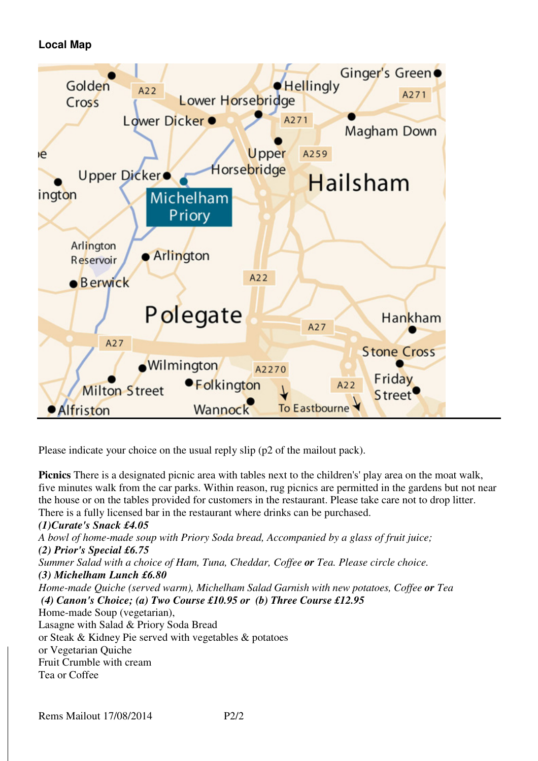**Local Map**

Golden Cross
A22
Lower Horsebridge
Hellingly
Ginger's Green
A271
Lower Dicker
A271
Magham Down
Upper Horsebridge
A259
Upper Dicker
Michelham Priory
Hailsham
Arlington Reservoir
Arlington
Berwick
A22
Polegate
A27
Hankham
A27
Stone Cross
Wilmington
A2270
Friday Street
Milton Street
Folkington
A22
Alfriston
Wannock
To Eastbourne
To Eastbourne

Please indicate your choice on the usual reply slip (p2 of the mailout pack).

**Picnics** There is a designated picnic area with tables next to the children's' play area on the moat walk, five minutes walk from the car parks. Within reason, rug picnics are permitted in the gardens but not near the house or on the tables provided for customers in the restaurant. Please take care not to drop litter. There is a fully licensed bar in the restaurant where drinks can be purchased.

***(1)Curate's Snack £4.05***

*A bowl of home-made soup with Priory Soda bread, Accompanied by a glass of fruit juice;*

***(2) Prior's Special £6.75***

*Summer Salad with a choice of Ham, Tuna, Cheddar, Coffee* ***or*** *Tea. Please circle choice.*

***(3) Michelham Lunch £6.80***

*Home-made Quiche (served warm), Michelham Salad Garnish with new potatoes, Coffee* ***or*** *Tea*

***(4) Canon's Choice; (a) Two Course £10.95 or (b) Three Course £12.95***

Home-made Soup (vegetarian),
Lasagne with Salad & Priory Soda Bread
or Steak & Kidney Pie served with vegetables & potatoes
or Vegetarian Quiche
Fruit Crumble with cream
Tea or Coffee

Rems Mailout 17/08/2014